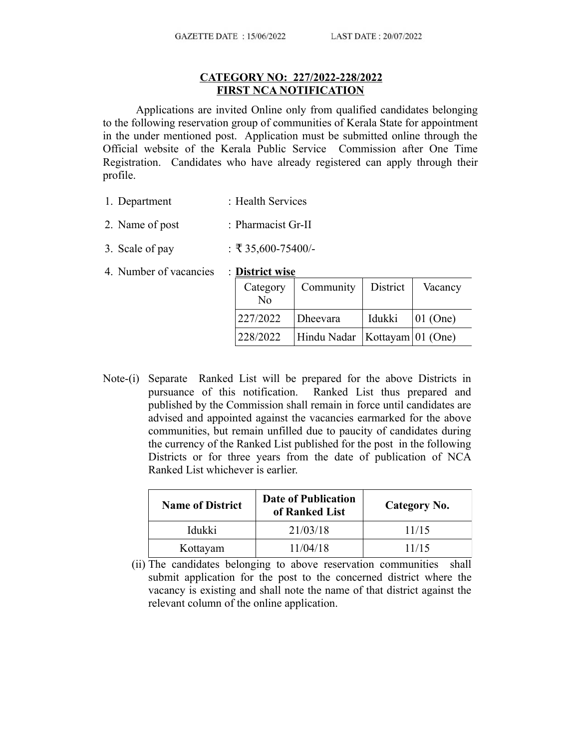GAZETTE DATE : 15/06/2022 LAST DATE : 20/07/2022

**CATEGORY NO: 227/2022-228/2022**
**FIRST NCA NOTIFICATION**

Applications are invited Online only from qualified candidates belonging to the following reservation group of communities of Kerala State for appointment in the under mentioned post. Application must be submitted online through the Official website of the Kerala Public Service Commission after One Time Registration. Candidates who have already registered can apply through their profile.

1. Department : Health Services
2. Name of post : Pharmacist Gr-II
3. Scale of pay : ₹ 35,600-75400/-
4. Number of vacancies : **District wise**

| Category No | Community | District | Vacancy |
|---|---|---|---|
| 227/2022 | Dheevara | Idukki | 01 (One) |
| 228/2022 | Hindu Nadar | Kottayam | 01 (One) |

Note-(i) Separate Ranked List will be prepared for the above Districts in pursuance of this notification. Ranked List thus prepared and published by the Commission shall remain in force until candidates are advised and appointed against the vacancies earmarked for the above communities, but remain unfilled due to paucity of candidates during the currency of the Ranked List published for the post in the following Districts or for three years from the date of publication of NCA Ranked List whichever is earlier.

| Name of District | Date of Publication of Ranked List | Category No. |
|---|---|---|
| Idukki | 21/03/18 | 11/15 |
| Kottayam | 11/04/18 | 11/15 |

(ii) The candidates belonging to above reservation communities shall submit application for the post to the concerned district where the vacancy is existing and shall note the name of that district against the relevant column of the online application.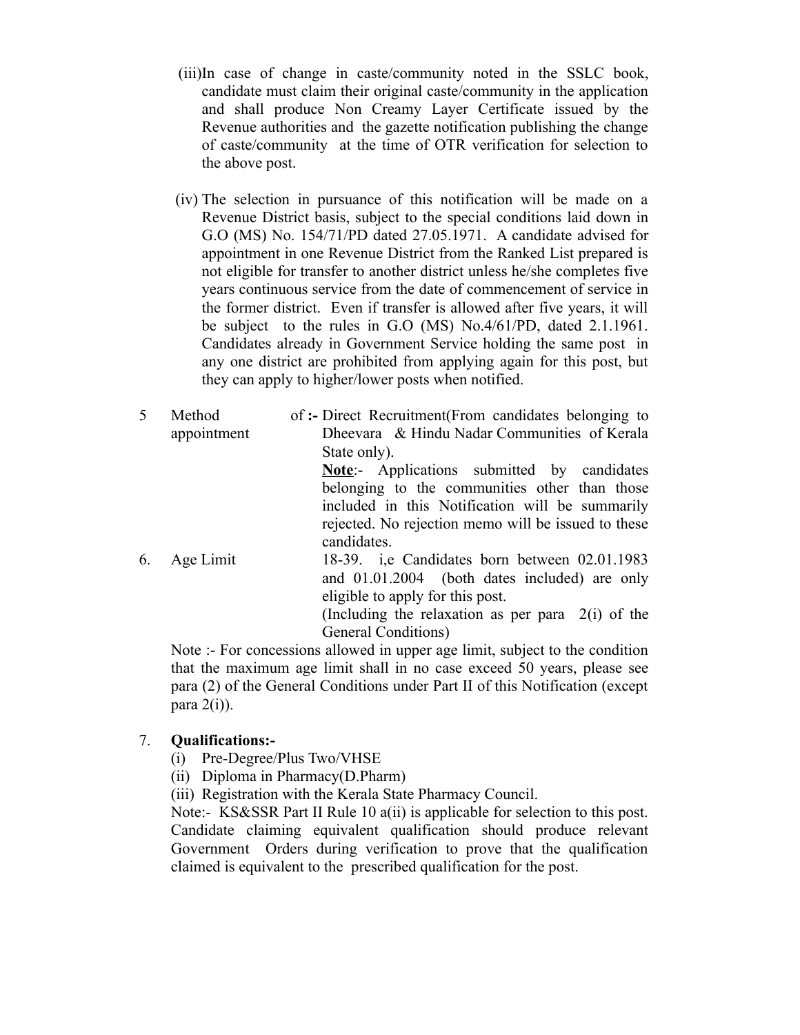(iii) In case of change in caste/community noted in the SSLC book, candidate must claim their original caste/community in the application and shall produce Non Creamy Layer Certificate issued by the Revenue authorities and the gazette notification publishing the change of caste/community at the time of OTR verification for selection to the above post.

(iv) The selection in pursuance of this notification will be made on a Revenue District basis, subject to the special conditions laid down in G.O (MS) No. 154/71/PD dated 27.05.1971. A candidate advised for appointment in one Revenue District from the Ranked List prepared is not eligible for transfer to another district unless he/she completes five years continuous service from the date of commencement of service in the former district. Even if transfer is allowed after five years, it will be subject to the rules in G.O (MS) No.4/61/PD, dated 2.1.1961. Candidates already in Government Service holding the same post in any one district are prohibited from applying again for this post, but they can apply to higher/lower posts when notified.

5 Method of appointment :- Direct Recruitment(From candidates belonging to Dheevara & Hindu Nadar Communities of Kerala State only).

**Note**:- Applications submitted by candidates belonging to the communities other than those included in this Notification will be summarily rejected. No rejection memo will be issued to these candidates.

6. Age Limit 18-39. i,e Candidates born between 02.01.1983 and 01.01.2004 (both dates included) are only eligible to apply for this post.
(Including the relaxation as per para 2(i) of the General Conditions)

Note :- For concessions allowed in upper age limit, subject to the condition that the maximum age limit shall in no case exceed 50 years, please see para (2) of the General Conditions under Part II of this Notification (except para 2(i)).

7. **Qualifications:-**

(i) Pre-Degree/Plus Two/VHSE
(ii) Diploma in Pharmacy(D.Pharm)
(iii) Registration with the Kerala State Pharmacy Council.

Note:- KS&SSR Part II Rule 10 a(ii) is applicable for selection to this post. Candidate claiming equivalent qualification should produce relevant Government Orders during verification to prove that the qualification claimed is equivalent to the prescribed qualification for the post.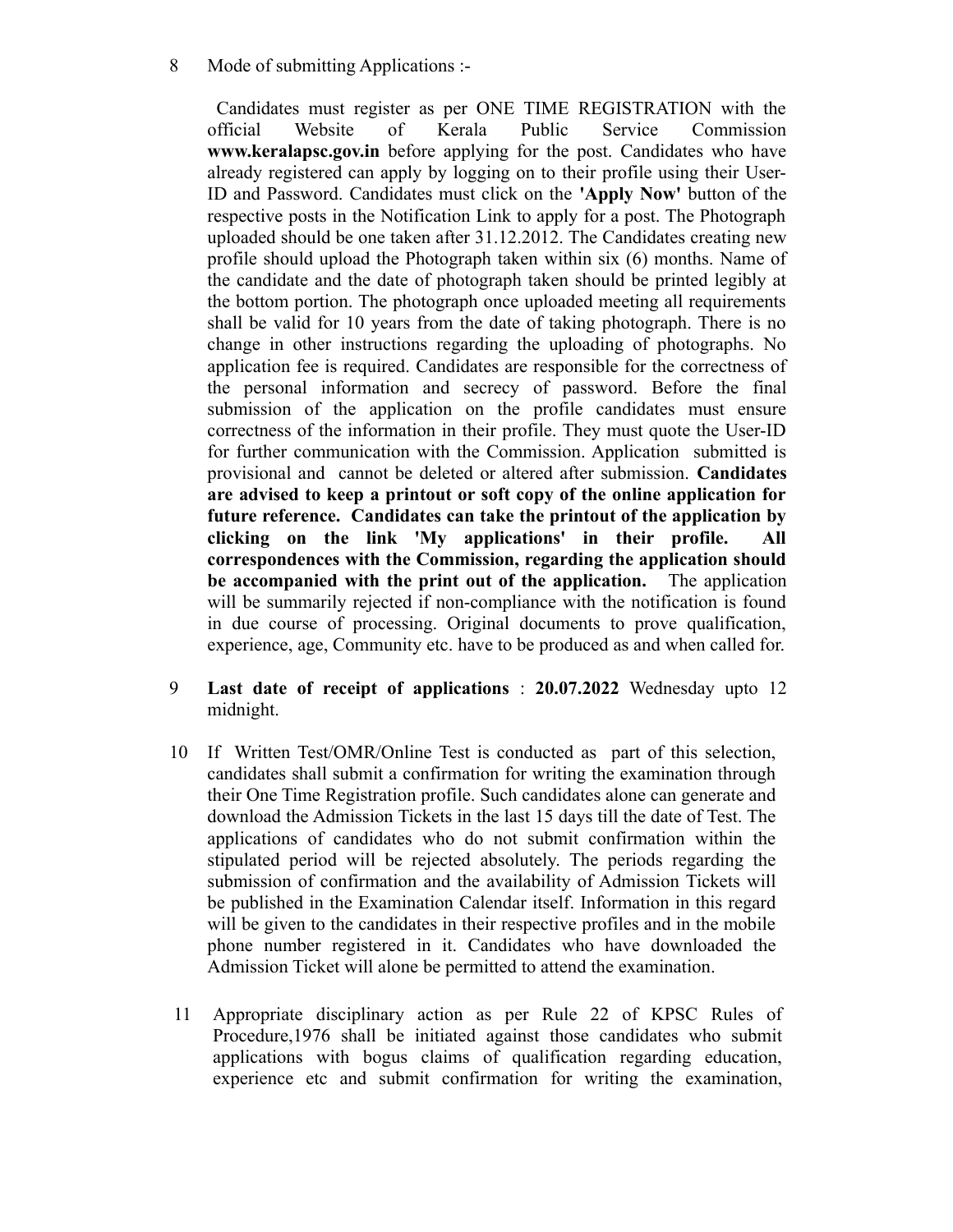8 Mode of submitting Applications :-

Candidates must register as per ONE TIME REGISTRATION with the official Website of Kerala Public Service Commission **www.keralapsc.gov.in** before applying for the post. Candidates who have already registered can apply by logging on to their profile using their User-ID and Password. Candidates must click on the **'Apply Now'** button of the respective posts in the Notification Link to apply for a post. The Photograph uploaded should be one taken after 31.12.2012. The Candidates creating new profile should upload the Photograph taken within six (6) months. Name of the candidate and the date of photograph taken should be printed legibly at the bottom portion. The photograph once uploaded meeting all requirements shall be valid for 10 years from the date of taking photograph. There is no change in other instructions regarding the uploading of photographs. No application fee is required. Candidates are responsible for the correctness of the personal information and secrecy of password. Before the final submission of the application on the profile candidates must ensure correctness of the information in their profile. They must quote the User-ID for further communication with the Commission. Application submitted is provisional and cannot be deleted or altered after submission. **Candidates are advised to keep a printout or soft copy of the online application for future reference. Candidates can take the printout of the application by clicking on the link 'My applications' in their profile. All correspondences with the Commission, regarding the application should be accompanied with the print out of the application.** The application will be summarily rejected if non-compliance with the notification is found in due course of processing. Original documents to prove qualification, experience, age, Community etc. have to be produced as and when called for.

9 **Last date of receipt of applications** : **20.07.2022** Wednesday upto 12 midnight.

10 If Written Test/OMR/Online Test is conducted as part of this selection, candidates shall submit a confirmation for writing the examination through their One Time Registration profile. Such candidates alone can generate and download the Admission Tickets in the last 15 days till the date of Test. The applications of candidates who do not submit confirmation within the stipulated period will be rejected absolutely. The periods regarding the submission of confirmation and the availability of Admission Tickets will be published in the Examination Calendar itself. Information in this regard will be given to the candidates in their respective profiles and in the mobile phone number registered in it. Candidates who have downloaded the Admission Ticket will alone be permitted to attend the examination.

11 Appropriate disciplinary action as per Rule 22 of KPSC Rules of Procedure,1976 shall be initiated against those candidates who submit applications with bogus claims of qualification regarding education, experience etc and submit confirmation for writing the examination,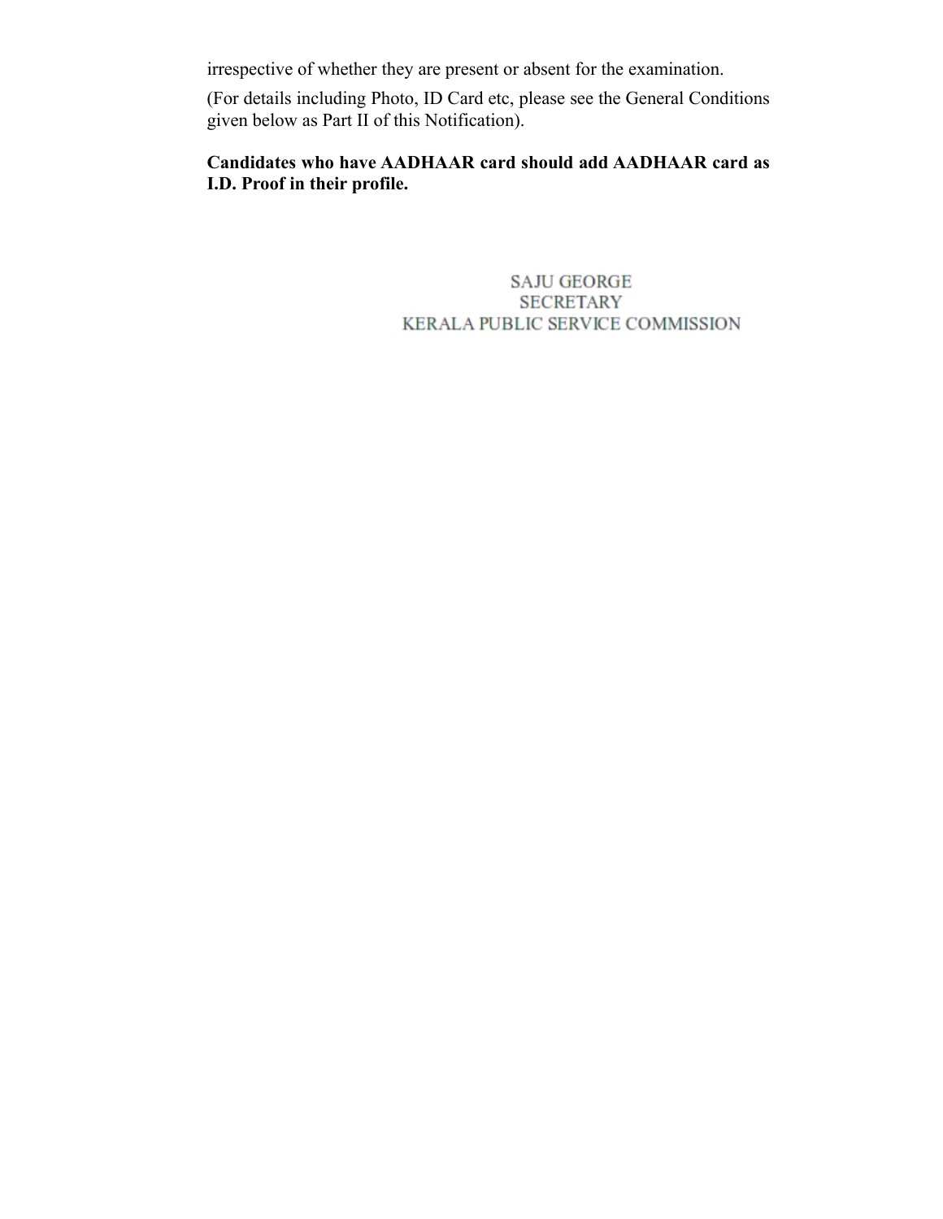irrespective of whether they are present or absent for the examination.

(For details including Photo, ID Card etc, please see the General Conditions given below as Part II of this Notification).

**Candidates who have AADHAAR card should add AADHAAR card as I.D. Proof in their profile.**

SAJU GEORGE
SECRETARY
KERALA PUBLIC SERVICE COMMISSION